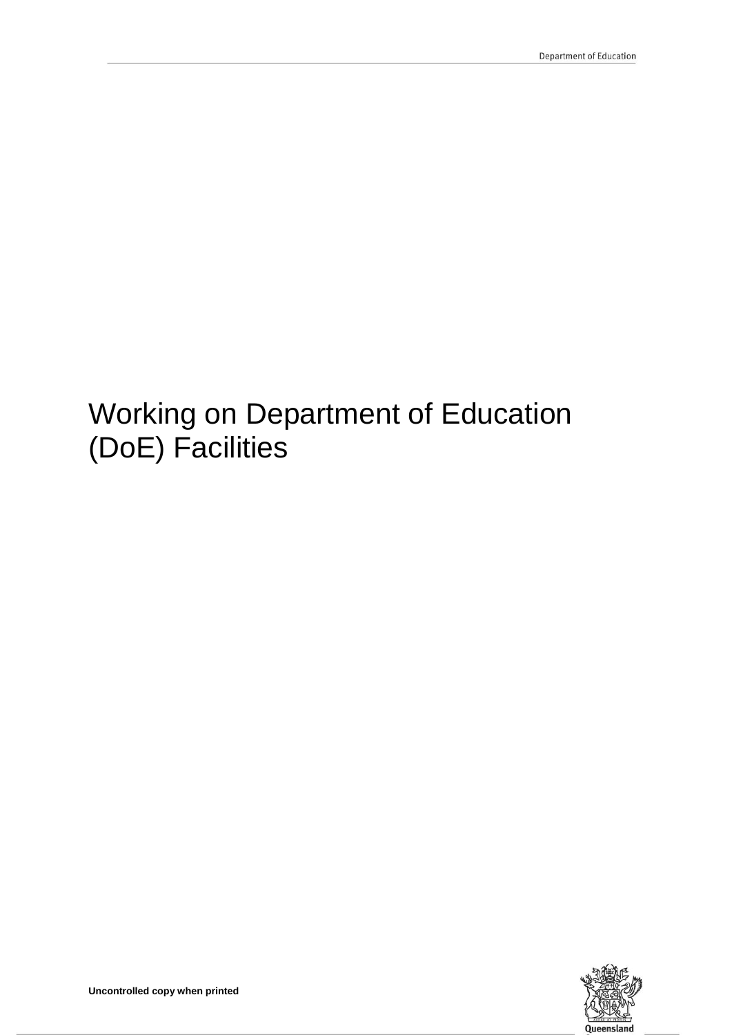# Working on Department of Education (DoE) Facilities

**Uncontrolled copy when printed**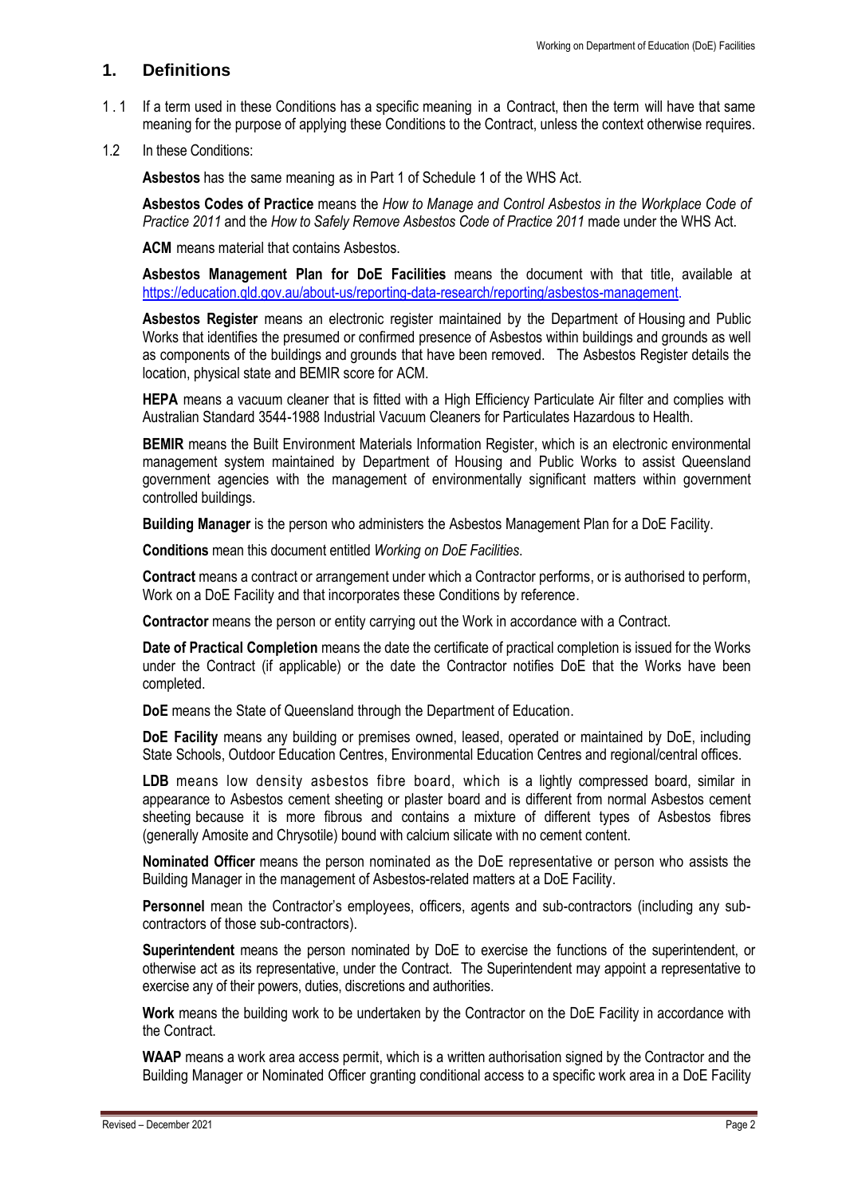## 1. Definitions

1.1 If a term used in these Conditions has a specific meaning in a Contract, then the term will have that same meaning for the purpose of applying these Conditions to the Contract, unless the context otherwise requires.

1.2 In these Conditions:

**Asbestos** has the same meaning as in Part 1 of Schedule 1 of the WHS Act.

**Asbestos Codes of Practice** means the *How to Manage and Control Asbestos in the Workplace Code of Practice 2011* and the *How to Safely Remove Asbestos Code of Practice 2011* made under the WHS Act.

**ACM** means material that contains Asbestos.

**Asbestos Management Plan for DoE Facilities** means the document with that title, available at https://education.qld.gov.au/about-us/reporting-data-research/reporting/asbestos-management.

**Asbestos Register** means an electronic register maintained by the Department of Housing and Public Works that identifies the presumed or confirmed presence of Asbestos within buildings and grounds as well as components of the buildings and grounds that have been removed. The Asbestos Register details the location, physical state and BEMIR score for ACM.

**HEPA** means a vacuum cleaner that is fitted with a High Efficiency Particulate Air filter and complies with Australian Standard 3544-1988 Industrial Vacuum Cleaners for Particulates Hazardous to Health.

**BEMIR** means the Built Environment Materials Information Register, which is an electronic environmental management system maintained by Department of Housing and Public Works to assist Queensland government agencies with the management of environmentally significant matters within government controlled buildings.

**Building Manager** is the person who administers the Asbestos Management Plan for a DoE Facility.

**Conditions** mean this document entitled *Working on DoE Facilities*.

**Contract** means a contract or arrangement under which a Contractor performs, or is authorised to perform, Work on a DoE Facility and that incorporates these Conditions by reference.

**Contractor** means the person or entity carrying out the Work in accordance with a Contract.

**Date of Practical Completion** means the date the certificate of practical completion is issued for the Works under the Contract (if applicable) or the date the Contractor notifies DoE that the Works have been completed.

**DoE** means the State of Queensland through the Department of Education.

**DoE Facility** means any building or premises owned, leased, operated or maintained by DoE, including State Schools, Outdoor Education Centres, Environmental Education Centres and regional/central offices.

**LDB** means low density asbestos fibre board, which is a lightly compressed board, similar in appearance to Asbestos cement sheeting or plaster board and is different from normal Asbestos cement sheeting because it is more fibrous and contains a mixture of different types of Asbestos fibres (generally Amosite and Chrysotile) bound with calcium silicate with no cement content.

**Nominated Officer** means the person nominated as the DoE representative or person who assists the Building Manager in the management of Asbestos-related matters at a DoE Facility.

**Personnel** mean the Contractor's employees, officers, agents and sub-contractors (including any sub-contractors of those sub-contractors).

**Superintendent** means the person nominated by DoE to exercise the functions of the superintendent, or otherwise act as its representative, under the Contract. The Superintendent may appoint a representative to exercise any of their powers, duties, discretions and authorities.

**Work** means the building work to be undertaken by the Contractor on the DoE Facility in accordance with the Contract.

**WAAP** means a work area access permit, which is a written authorisation signed by the Contractor and the Building Manager or Nominated Officer granting conditional access to a specific work area in a DoE Facility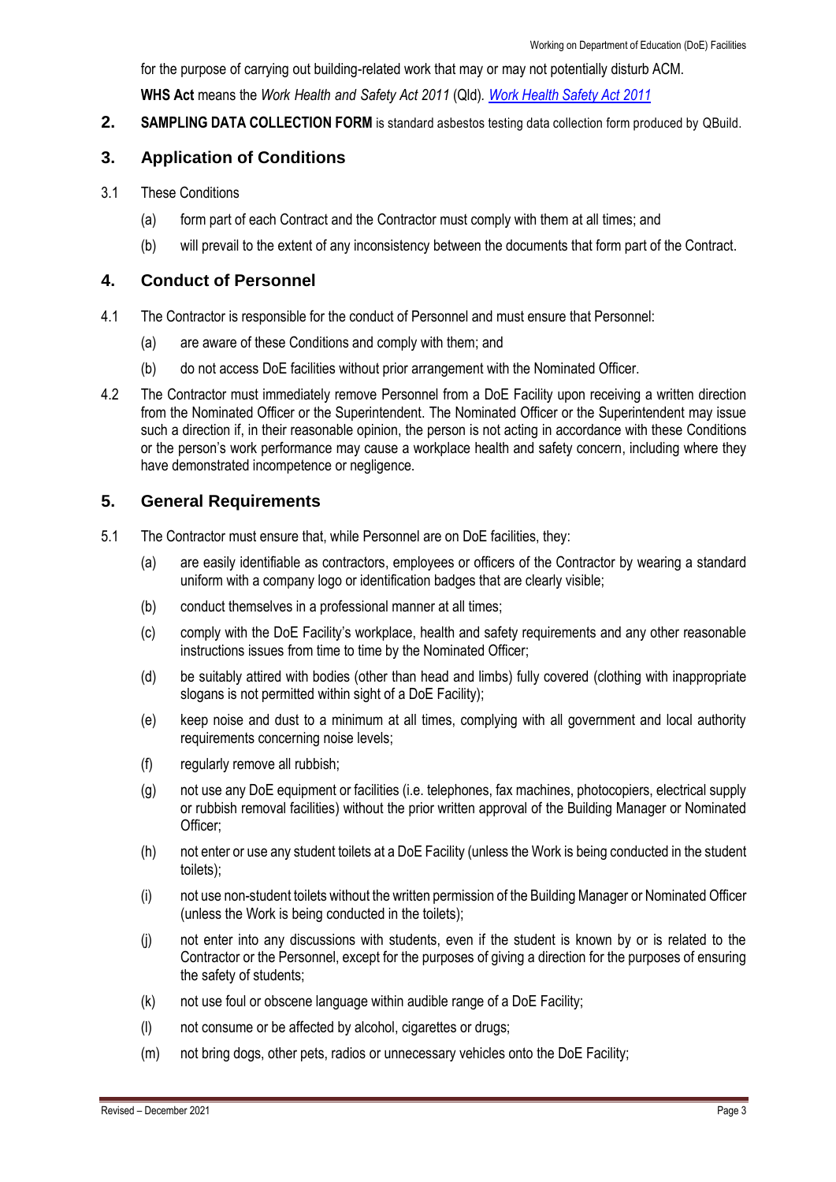for the purpose of carrying out building-related work that may or may not potentially disturb ACM.

**WHS Act** means the *Work Health and Safety Act 2011* (Qld). [*Work Health Safety Act 2011*]

**2.** **SAMPLING DATA COLLECTION FORM** is standard asbestos testing data collection form produced by QBuild.

## 3. Application of Conditions

3.1 These Conditions

(a) form part of each Contract and the Contractor must comply with them at all times; and

(b) will prevail to the extent of any inconsistency between the documents that form part of the Contract.

## 4. Conduct of Personnel

4.1 The Contractor is responsible for the conduct of Personnel and must ensure that Personnel:

(a) are aware of these Conditions and comply with them; and

(b) do not access DoE facilities without prior arrangement with the Nominated Officer.

4.2 The Contractor must immediately remove Personnel from a DoE Facility upon receiving a written direction from the Nominated Officer or the Superintendent. The Nominated Officer or the Superintendent may issue such a direction if, in their reasonable opinion, the person is not acting in accordance with these Conditions or the person's work performance may cause a workplace health and safety concern, including where they have demonstrated incompetence or negligence.

## 5. General Requirements

5.1 The Contractor must ensure that, while Personnel are on DoE facilities, they:

(a) are easily identifiable as contractors, employees or officers of the Contractor by wearing a standard uniform with a company logo or identification badges that are clearly visible;

(b) conduct themselves in a professional manner at all times;

(c) comply with the DoE Facility's workplace, health and safety requirements and any other reasonable instructions issues from time to time by the Nominated Officer;

(d) be suitably attired with bodies (other than head and limbs) fully covered (clothing with inappropriate slogans is not permitted within sight of a DoE Facility);

(e) keep noise and dust to a minimum at all times, complying with all government and local authority requirements concerning noise levels;

(f) regularly remove all rubbish;

(g) not use any DoE equipment or facilities (i.e. telephones, fax machines, photocopiers, electrical supply or rubbish removal facilities) without the prior written approval of the Building Manager or Nominated Officer;

(h) not enter or use any student toilets at a DoE Facility (unless the Work is being conducted in the student toilets);

(i) not use non-student toilets without the written permission of the Building Manager or Nominated Officer (unless the Work is being conducted in the toilets);

(j) not enter into any discussions with students, even if the student is known by or is related to the Contractor or the Personnel, except for the purposes of giving a direction for the purposes of ensuring the safety of students;

(k) not use foul or obscene language within audible range of a DoE Facility;

(l) not consume or be affected by alcohol, cigarettes or drugs;

(m) not bring dogs, other pets, radios or unnecessary vehicles onto the DoE Facility;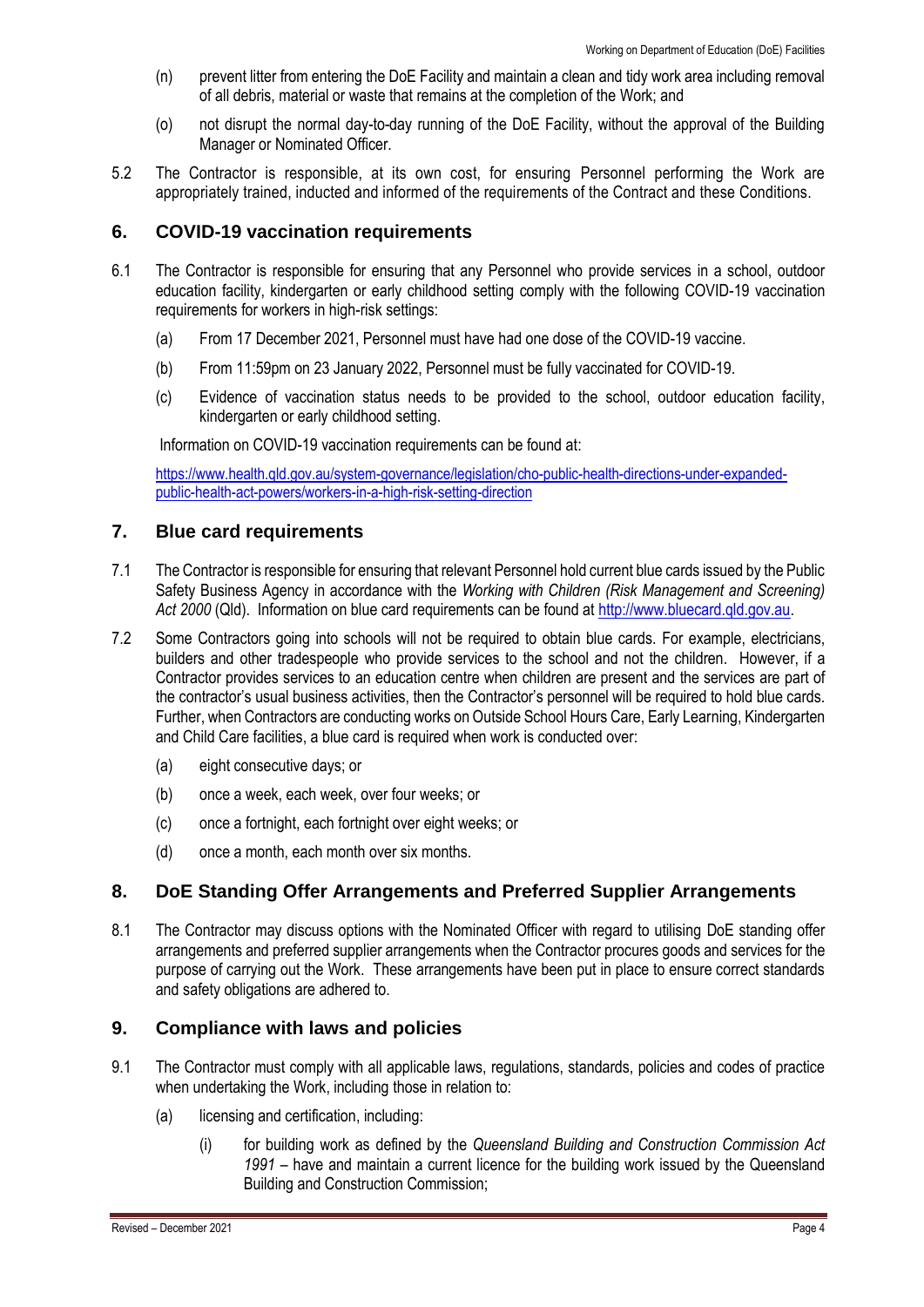(n) prevent litter from entering the DoE Facility and maintain a clean and tidy work area including removal of all debris, material or waste that remains at the completion of the Work; and

(o) not disrupt the normal day-to-day running of the DoE Facility, without the approval of the Building Manager or Nominated Officer.

5.2 The Contractor is responsible, at its own cost, for ensuring Personnel performing the Work are appropriately trained, inducted and informed of the requirements of the Contract and these Conditions.

## 6. COVID-19 vaccination requirements

6.1 The Contractor is responsible for ensuring that any Personnel who provide services in a school, outdoor education facility, kindergarten or early childhood setting comply with the following COVID-19 vaccination requirements for workers in high-risk settings:

(a) From 17 December 2021, Personnel must have had one dose of the COVID-19 vaccine.

(b) From 11:59pm on 23 January 2022, Personnel must be fully vaccinated for COVID-19.

(c) Evidence of vaccination status needs to be provided to the school, outdoor education facility, kindergarten or early childhood setting.

Information on COVID-19 vaccination requirements can be found at:

https://www.health.qld.gov.au/system-governance/legislation/cho-public-health-directions-under-expanded-public-health-act-powers/workers-in-a-high-risk-setting-direction

## 7. Blue card requirements

7.1 The Contractor is responsible for ensuring that relevant Personnel hold current blue cards issued by the Public Safety Business Agency in accordance with the *Working with Children (Risk Management and Screening) Act 2000* (Qld). Information on blue card requirements can be found at http://www.bluecard.qld.gov.au.

7.2 Some Contractors going into schools will not be required to obtain blue cards. For example, electricians, builders and other tradespeople who provide services to the school and not the children. However, if a Contractor provides services to an education centre when children are present and the services are part of the contractor's usual business activities, then the Contractor's personnel will be required to hold blue cards. Further, when Contractors are conducting works on Outside School Hours Care, Early Learning, Kindergarten and Child Care facilities, a blue card is required when work is conducted over:

(a) eight consecutive days; or

(b) once a week, each week, over four weeks; or

(c) once a fortnight, each fortnight over eight weeks; or

(d) once a month, each month over six months.

## 8. DoE Standing Offer Arrangements and Preferred Supplier Arrangements

8.1 The Contractor may discuss options with the Nominated Officer with regard to utilising DoE standing offer arrangements and preferred supplier arrangements when the Contractor procures goods and services for the purpose of carrying out the Work. These arrangements have been put in place to ensure correct standards and safety obligations are adhered to.

## 9. Compliance with laws and policies

9.1 The Contractor must comply with all applicable laws, regulations, standards, policies and codes of practice when undertaking the Work, including those in relation to:

(a) licensing and certification, including:

(i) for building work as defined by the *Queensland Building and Construction Commission Act 1991* – have and maintain a current licence for the building work issued by the Queensland Building and Construction Commission;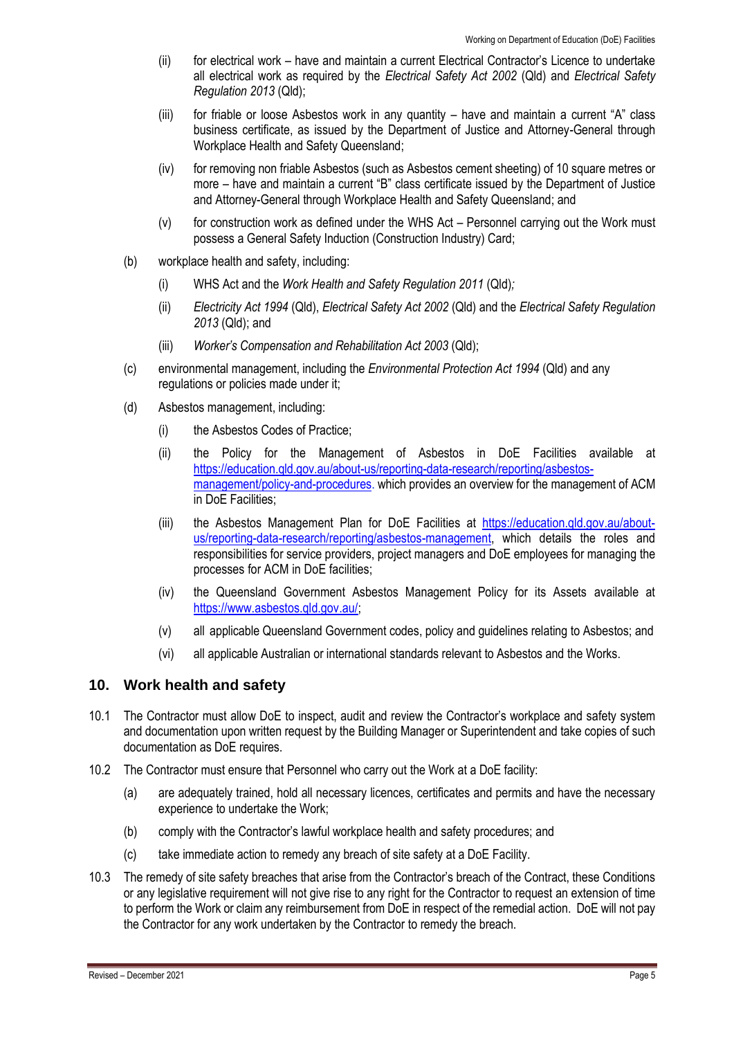- (ii) for electrical work – have and maintain a current Electrical Contractor's Licence to undertake all electrical work as required by the *Electrical Safety Act 2002* (Qld) and *Electrical Safety Regulation 2013* (Qld);
- (iii) for friable or loose Asbestos work in any quantity – have and maintain a current "A" class business certificate, as issued by the Department of Justice and Attorney-General through Workplace Health and Safety Queensland;
- (iv) for removing non friable Asbestos (such as Asbestos cement sheeting) of 10 square metres or more – have and maintain a current "B" class certificate issued by the Department of Justice and Attorney-General through Workplace Health and Safety Queensland; and
- (v) for construction work as defined under the WHS Act – Personnel carrying out the Work must possess a General Safety Induction (Construction Industry) Card;

(b) workplace health and safety, including:

- (i) WHS Act and the *Work Health and Safety Regulation 2011* (Qld)*;*
- (ii) *Electricity Act 1994* (Qld), *Electrical Safety Act 2002* (Qld) and the *Electrical Safety Regulation 2013* (Qld); and
- (iii) *Worker's Compensation and Rehabilitation Act 2003* (Qld);

(c) environmental management, including the *Environmental Protection Act 1994* (Qld) and any regulations or policies made under it;

(d) Asbestos management, including:

- (i) the Asbestos Codes of Practice;
- (ii) the Policy for the Management of Asbestos in DoE Facilities available at https://education.qld.gov.au/about-us/reporting-data-research/reporting/asbestos-management/policy-and-procedures. which provides an overview for the management of ACM in DoE Facilities;
- (iii) the Asbestos Management Plan for DoE Facilities at https://education.qld.gov.au/about-us/reporting-data-research/reporting/asbestos-management, which details the roles and responsibilities for service providers, project managers and DoE employees for managing the processes for ACM in DoE facilities;
- (iv) the Queensland Government Asbestos Management Policy for its Assets available at https://www.asbestos.qld.gov.au/;
- (v) all applicable Queensland Government codes, policy and guidelines relating to Asbestos; and
- (vi) all applicable Australian or international standards relevant to Asbestos and the Works.

## 10. Work health and safety

10.1 The Contractor must allow DoE to inspect, audit and review the Contractor's workplace and safety system and documentation upon written request by the Building Manager or Superintendent and take copies of such documentation as DoE requires.

10.2 The Contractor must ensure that Personnel who carry out the Work at a DoE facility:

- (a) are adequately trained, hold all necessary licences, certificates and permits and have the necessary experience to undertake the Work;
- (b) comply with the Contractor's lawful workplace health and safety procedures; and
- (c) take immediate action to remedy any breach of site safety at a DoE Facility.

10.3 The remedy of site safety breaches that arise from the Contractor's breach of the Contract, these Conditions or any legislative requirement will not give rise to any right for the Contractor to request an extension of time to perform the Work or claim any reimbursement from DoE in respect of the remedial action. DoE will not pay the Contractor for any work undertaken by the Contractor to remedy the breach.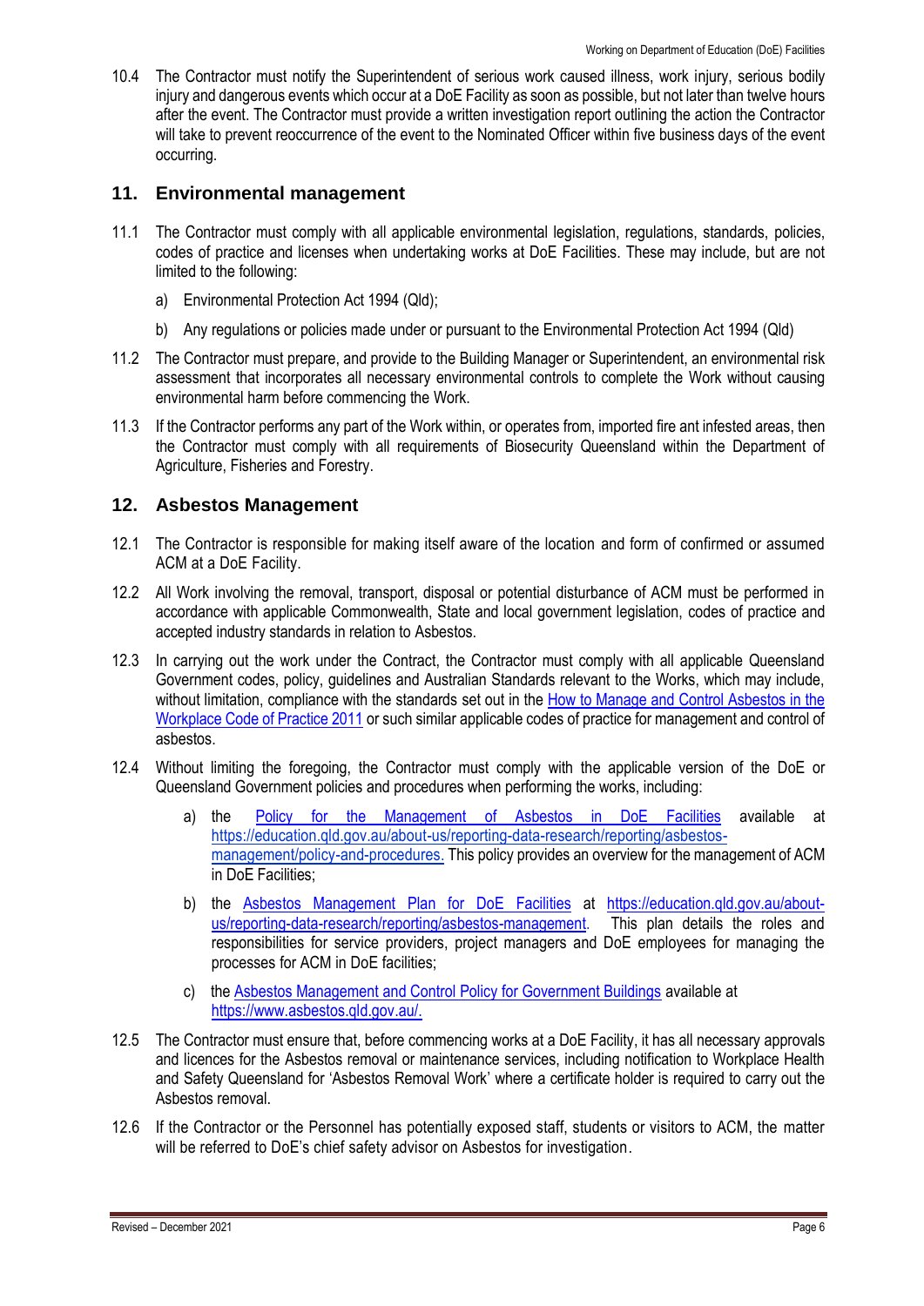10.4 The Contractor must notify the Superintendent of serious work caused illness, work injury, serious bodily injury and dangerous events which occur at a DoE Facility as soon as possible, but not later than twelve hours after the event. The Contractor must provide a written investigation report outlining the action the Contractor will take to prevent reoccurrence of the event to the Nominated Officer within five business days of the event occurring.

## 11. Environmental management

11.1 The Contractor must comply with all applicable environmental legislation, regulations, standards, policies, codes of practice and licenses when undertaking works at DoE Facilities. These may include, but are not limited to the following:

a) Environmental Protection Act 1994 (Qld);

b) Any regulations or policies made under or pursuant to the Environmental Protection Act 1994 (Qld)

11.2 The Contractor must prepare, and provide to the Building Manager or Superintendent, an environmental risk assessment that incorporates all necessary environmental controls to complete the Work without causing environmental harm before commencing the Work.

11.3 If the Contractor performs any part of the Work within, or operates from, imported fire ant infested areas, then the Contractor must comply with all requirements of Biosecurity Queensland within the Department of Agriculture, Fisheries and Forestry.

## 12. Asbestos Management

12.1 The Contractor is responsible for making itself aware of the location and form of confirmed or assumed ACM at a DoE Facility.

12.2 All Work involving the removal, transport, disposal or potential disturbance of ACM must be performed in accordance with applicable Commonwealth, State and local government legislation, codes of practice and accepted industry standards in relation to Asbestos.

12.3 In carrying out the work under the Contract, the Contractor must comply with all applicable Queensland Government codes, policy, guidelines and Australian Standards relevant to the Works, which may include, without limitation, compliance with the standards set out in the How to Manage and Control Asbestos in the Workplace Code of Practice 2011 or such similar applicable codes of practice for management and control of asbestos.

12.4 Without limiting the foregoing, the Contractor must comply with the applicable version of the DoE or Queensland Government policies and procedures when performing the works, including:

a) the Policy for the Management of Asbestos in DoE Facilities available at https://education.qld.gov.au/about-us/reporting-data-research/reporting/asbestos-management/policy-and-procedures. This policy provides an overview for the management of ACM in DoE Facilities;

b) the Asbestos Management Plan for DoE Facilities at https://education.qld.gov.au/about-us/reporting-data-research/reporting/asbestos-management. This plan details the roles and responsibilities for service providers, project managers and DoE employees for managing the processes for ACM in DoE facilities;

c) the Asbestos Management and Control Policy for Government Buildings available at https://www.asbestos.qld.gov.au/.

12.5 The Contractor must ensure that, before commencing works at a DoE Facility, it has all necessary approvals and licences for the Asbestos removal or maintenance services, including notification to Workplace Health and Safety Queensland for 'Asbestos Removal Work' where a certificate holder is required to carry out the Asbestos removal.

12.6 If the Contractor or the Personnel has potentially exposed staff, students or visitors to ACM, the matter will be referred to DoE's chief safety advisor on Asbestos for investigation.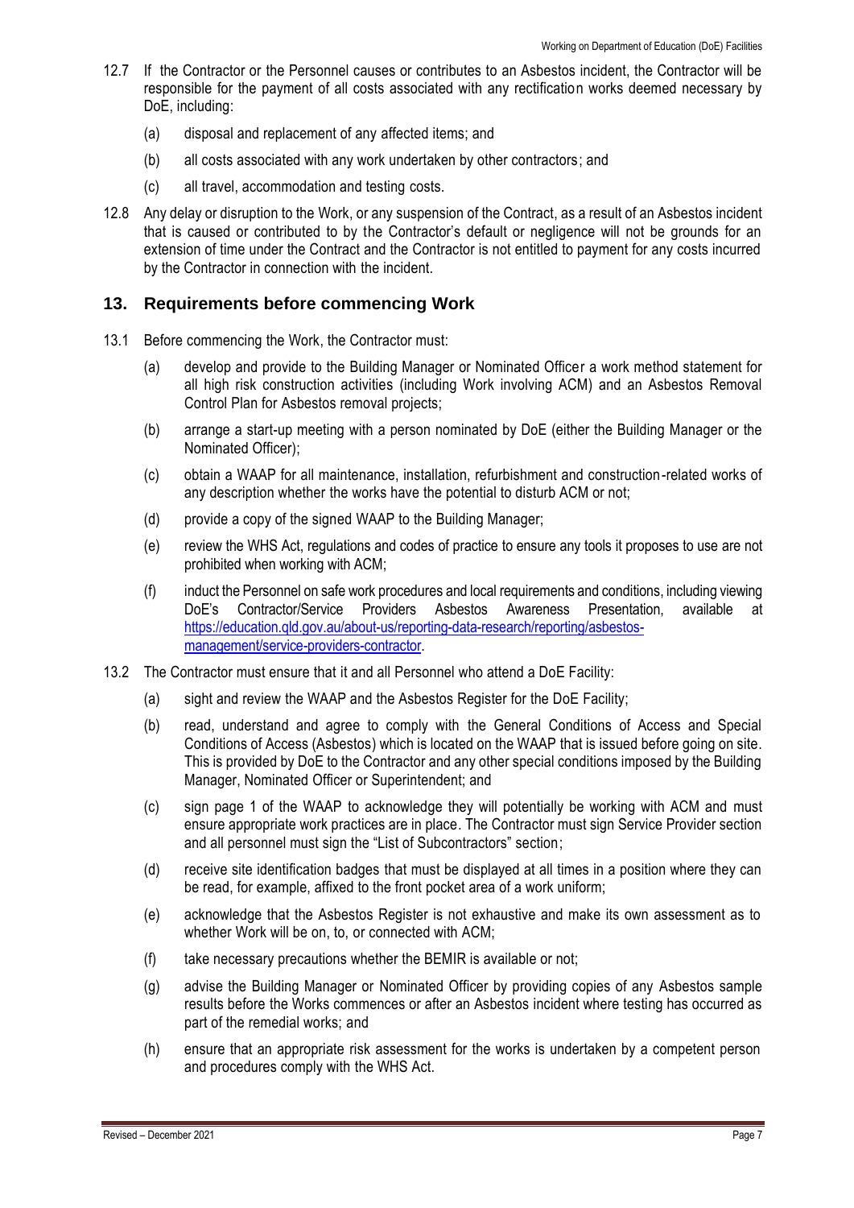12.7 If the Contractor or the Personnel causes or contributes to an Asbestos incident, the Contractor will be responsible for the payment of all costs associated with any rectification works deemed necessary by DoE, including:

(a) disposal and replacement of any affected items; and

(b) all costs associated with any work undertaken by other contractors; and

(c) all travel, accommodation and testing costs.

12.8 Any delay or disruption to the Work, or any suspension of the Contract, as a result of an Asbestos incident that is caused or contributed to by the Contractor's default or negligence will not be grounds for an extension of time under the Contract and the Contractor is not entitled to payment for any costs incurred by the Contractor in connection with the incident.

## 13. Requirements before commencing Work

13.1 Before commencing the Work, the Contractor must:

(a) develop and provide to the Building Manager or Nominated Officer a work method statement for all high risk construction activities (including Work involving ACM) and an Asbestos Removal Control Plan for Asbestos removal projects;

(b) arrange a start-up meeting with a person nominated by DoE (either the Building Manager or the Nominated Officer);

(c) obtain a WAAP for all maintenance, installation, refurbishment and construction-related works of any description whether the works have the potential to disturb ACM or not;

(d) provide a copy of the signed WAAP to the Building Manager;

(e) review the WHS Act, regulations and codes of practice to ensure any tools it proposes to use are not prohibited when working with ACM;

(f) induct the Personnel on safe work procedures and local requirements and conditions, including viewing DoE's Contractor/Service Providers Asbestos Awareness Presentation, available at [https://education.qld.gov.au/about-us/reporting-data-research/reporting/asbestos-management/service-providers-contractor](https://education.qld.gov.au/about-us/reporting-data-research/reporting/asbestos-management/service-providers-contractor).

13.2 The Contractor must ensure that it and all Personnel who attend a DoE Facility:

(a) sight and review the WAAP and the Asbestos Register for the DoE Facility;

(b) read, understand and agree to comply with the General Conditions of Access and Special Conditions of Access (Asbestos) which is located on the WAAP that is issued before going on site. This is provided by DoE to the Contractor and any other special conditions imposed by the Building Manager, Nominated Officer or Superintendent; and

(c) sign page 1 of the WAAP to acknowledge they will potentially be working with ACM and must ensure appropriate work practices are in place. The Contractor must sign Service Provider section and all personnel must sign the "List of Subcontractors" section;

(d) receive site identification badges that must be displayed at all times in a position where they can be read, for example, affixed to the front pocket area of a work uniform;

(e) acknowledge that the Asbestos Register is not exhaustive and make its own assessment as to whether Work will be on, to, or connected with ACM;

(f) take necessary precautions whether the BEMIR is available or not;

(g) advise the Building Manager or Nominated Officer by providing copies of any Asbestos sample results before the Works commences or after an Asbestos incident where testing has occurred as part of the remedial works; and

(h) ensure that an appropriate risk assessment for the works is undertaken by a competent person and procedures comply with the WHS Act.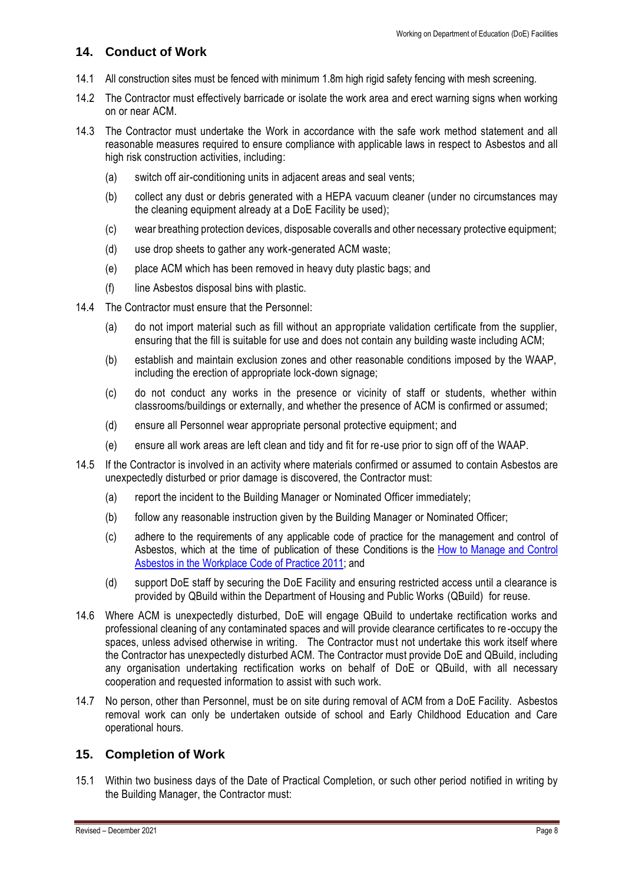## 14. Conduct of Work

14.1 All construction sites must be fenced with minimum 1.8m high rigid safety fencing with mesh screening.

14.2 The Contractor must effectively barricade or isolate the work area and erect warning signs when working on or near ACM.

14.3 The Contractor must undertake the Work in accordance with the safe work method statement and all reasonable measures required to ensure compliance with applicable laws in respect to Asbestos and all high risk construction activities, including:

(a) switch off air-conditioning units in adjacent areas and seal vents;

(b) collect any dust or debris generated with a HEPA vacuum cleaner (under no circumstances may the cleaning equipment already at a DoE Facility be used);

(c) wear breathing protection devices, disposable coveralls and other necessary protective equipment;

(d) use drop sheets to gather any work-generated ACM waste;

(e) place ACM which has been removed in heavy duty plastic bags; and

(f) line Asbestos disposal bins with plastic.

14.4 The Contractor must ensure that the Personnel:

(a) do not import material such as fill without an appropriate validation certificate from the supplier, ensuring that the fill is suitable for use and does not contain any building waste including ACM;

(b) establish and maintain exclusion zones and other reasonable conditions imposed by the WAAP, including the erection of appropriate lock-down signage;

(c) do not conduct any works in the presence or vicinity of staff or students, whether within classrooms/buildings or externally, and whether the presence of ACM is confirmed or assumed;

(d) ensure all Personnel wear appropriate personal protective equipment; and

(e) ensure all work areas are left clean and tidy and fit for re-use prior to sign off of the WAAP.

14.5 If the Contractor is involved in an activity where materials confirmed or assumed to contain Asbestos are unexpectedly disturbed or prior damage is discovered, the Contractor must:

(a) report the incident to the Building Manager or Nominated Officer immediately;

(b) follow any reasonable instruction given by the Building Manager or Nominated Officer;

(c) adhere to the requirements of any applicable code of practice for the management and control of Asbestos, which at the time of publication of these Conditions is the How to Manage and Control Asbestos in the Workplace Code of Practice 2011; and

(d) support DoE staff by securing the DoE Facility and ensuring restricted access until a clearance is provided by QBuild within the Department of Housing and Public Works (QBuild) for reuse.

14.6 Where ACM is unexpectedly disturbed, DoE will engage QBuild to undertake rectification works and professional cleaning of any contaminated spaces and will provide clearance certificates to re-occupy the spaces, unless advised otherwise in writing. The Contractor must not undertake this work itself where the Contractor has unexpectedly disturbed ACM. The Contractor must provide DoE and QBuild, including any organisation undertaking rectification works on behalf of DoE or QBuild, with all necessary cooperation and requested information to assist with such work.

14.7 No person, other than Personnel, must be on site during removal of ACM from a DoE Facility. Asbestos removal work can only be undertaken outside of school and Early Childhood Education and Care operational hours.

## 15. Completion of Work

15.1 Within two business days of the Date of Practical Completion, or such other period notified in writing by the Building Manager, the Contractor must: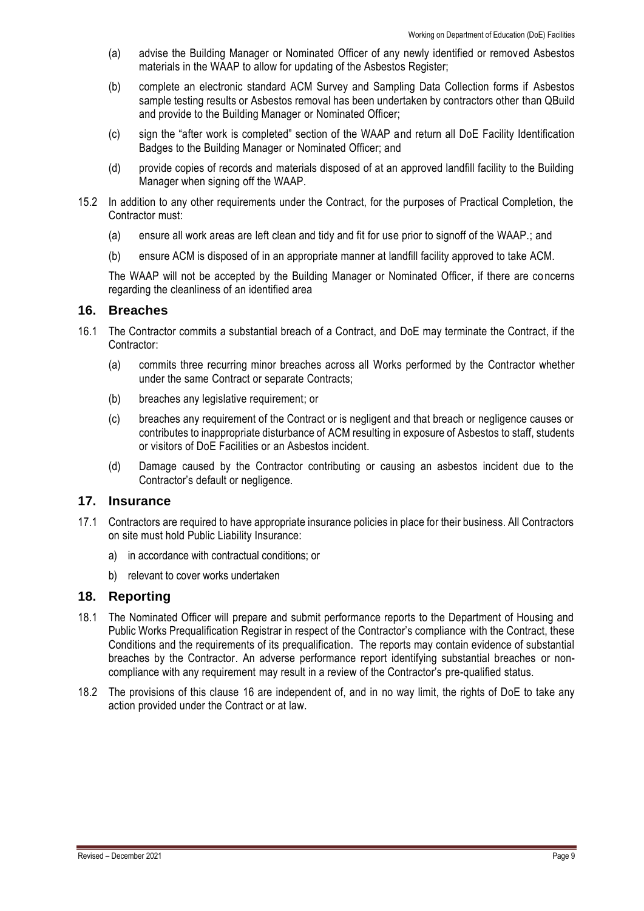(a) advise the Building Manager or Nominated Officer of any newly identified or removed Asbestos materials in the WAAP to allow for updating of the Asbestos Register;

(b) complete an electronic standard ACM Survey and Sampling Data Collection forms if Asbestos sample testing results or Asbestos removal has been undertaken by contractors other than QBuild and provide to the Building Manager or Nominated Officer;

(c) sign the "after work is completed" section of the WAAP and return all DoE Facility Identification Badges to the Building Manager or Nominated Officer; and

(d) provide copies of records and materials disposed of at an approved landfill facility to the Building Manager when signing off the WAAP.

15.2 In addition to any other requirements under the Contract, for the purposes of Practical Completion, the Contractor must:

(a) ensure all work areas are left clean and tidy and fit for use prior to signoff of the WAAP.; and

(b) ensure ACM is disposed of in an appropriate manner at landfill facility approved to take ACM.

The WAAP will not be accepted by the Building Manager or Nominated Officer, if there are concerns regarding the cleanliness of an identified area

## 16. Breaches

16.1 The Contractor commits a substantial breach of a Contract, and DoE may terminate the Contract, if the Contractor:

(a) commits three recurring minor breaches across all Works performed by the Contractor whether under the same Contract or separate Contracts;

(b) breaches any legislative requirement; or

(c) breaches any requirement of the Contract or is negligent and that breach or negligence causes or contributes to inappropriate disturbance of ACM resulting in exposure of Asbestos to staff, students or visitors of DoE Facilities or an Asbestos incident.

(d) Damage caused by the Contractor contributing or causing an asbestos incident due to the Contractor's default or negligence.

## 17. Insurance

17.1 Contractors are required to have appropriate insurance policies in place for their business. All Contractors on site must hold Public Liability Insurance:

a) in accordance with contractual conditions; or

b) relevant to cover works undertaken

## 18. Reporting

18.1 The Nominated Officer will prepare and submit performance reports to the Department of Housing and Public Works Prequalification Registrar in respect of the Contractor's compliance with the Contract, these Conditions and the requirements of its prequalification. The reports may contain evidence of substantial breaches by the Contractor. An adverse performance report identifying substantial breaches or non-compliance with any requirement may result in a review of the Contractor's pre-qualified status.

18.2 The provisions of this clause 16 are independent of, and in no way limit, the rights of DoE to take any action provided under the Contract or at law.